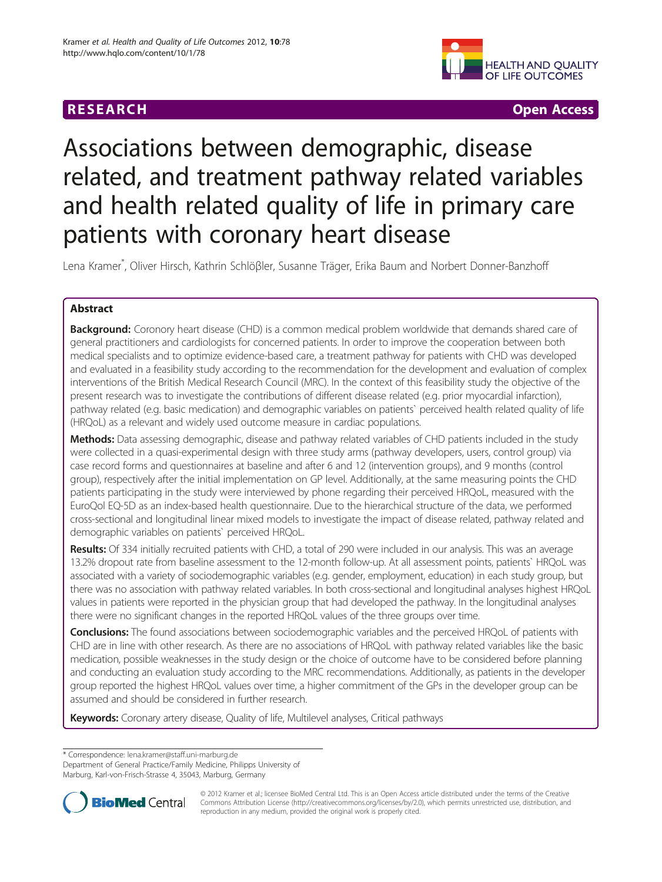RESEARCH Open Access

# Associations between demographic, disease related, and treatment pathway related variables and health related quality of life in primary care patients with coronary heart disease

Lena Kramer*, Oliver Hirsch, Kathrin Schlößler, Susanne Träger, Erika Baum and Norbert Donner-Banzhoff

## Abstract

**Background:** Coronory heart disease (CHD) is a common medical problem worldwide that demands shared care of general practitioners and cardiologists for concerned patients. In order to improve the cooperation between both medical specialists and to optimize evidence-based care, a treatment pathway for patients with CHD was developed and evaluated in a feasibility study according to the recommendation for the development and evaluation of complex interventions of the British Medical Research Council (MRC). In the context of this feasibility study the objective of the present research was to investigate the contributions of different disease related (e.g. prior myocardial infarction), pathway related (e.g. basic medication) and demographic variables on patients` perceived health related quality of life (HRQoL) as a relevant and widely used outcome measure in cardiac populations.

**Methods:** Data assessing demographic, disease and pathway related variables of CHD patients included in the study were collected in a quasi-experimental design with three study arms (pathway developers, users, control group) via case record forms and questionnaires at baseline and after 6 and 12 (intervention groups), and 9 months (control group), respectively after the initial implementation on GP level. Additionally, at the same measuring points the CHD patients participating in the study were interviewed by phone regarding their perceived HRQoL, measured with the EuroQol EQ-5D as an index-based health questionnaire. Due to the hierarchical structure of the data, we performed cross-sectional and longitudinal linear mixed models to investigate the impact of disease related, pathway related and demographic variables on patients` perceived HRQoL.

**Results:** Of 334 initially recruited patients with CHD, a total of 290 were included in our analysis. This was an average 13.2% dropout rate from baseline assessment to the 12-month follow-up. At all assessment points, patients` HRQoL was associated with a variety of sociodemographic variables (e.g. gender, employment, education) in each study group, but there was no association with pathway related variables. In both cross-sectional and longitudinal analyses highest HRQoL values in patients were reported in the physician group that had developed the pathway. In the longitudinal analyses there were no significant changes in the reported HRQoL values of the three groups over time.

**Conclusions:** The found associations between sociodemographic variables and the perceived HRQoL of patients with CHD are in line with other research. As there are no associations of HRQoL with pathway related variables like the basic medication, possible weaknesses in the study design or the choice of outcome have to be considered before planning and conducting an evaluation study according to the MRC recommendations. Additionally, as patients in the developer group reported the highest HRQoL values over time, a higher commitment of the GPs in the developer group can be assumed and should be considered in further research.

**Keywords:** Coronary artery disease, Quality of life, Multilevel analyses, Critical pathways

---

\* Correspondence: lena.kramer@staff.uni-marburg.de
Department of General Practice/Family Medicine, Philipps University of Marburg, Karl-von-Frisch-Strasse 4, 35043, Marburg, Germany

© 2012 Kramer et al.; licensee BioMed Central Ltd. This is an Open Access article distributed under the terms of the Creative Commons Attribution License (http://creativecommons.org/licenses/by/2.0), which permits unrestricted use, distribution, and reproduction in any medium, provided the original work is properly cited.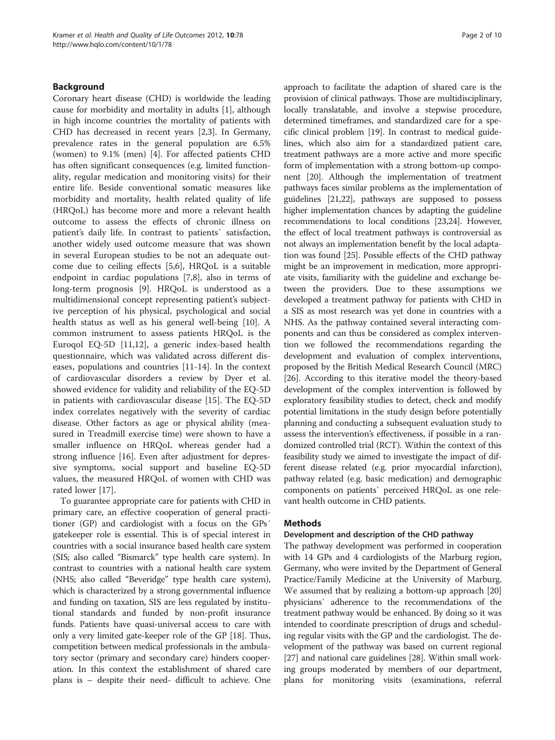## Background

Coronary heart disease (CHD) is worldwide the leading cause for morbidity and mortality in adults [1], although in high income countries the mortality of patients with CHD has decreased in recent years [2,3]. In Germany, prevalence rates in the general population are 6.5% (women) to 9.1% (men) [4]. For affected patients CHD has often significant consequences (e.g. limited functionality, regular medication and monitoring visits) for their entire life. Beside conventional somatic measures like morbidity and mortality, health related quality of life (HRQoL) has become more and more a relevant health outcome to assess the effects of chronic illness on patient's daily life. In contrast to patients` satisfaction, another widely used outcome measure that was shown in several European studies to be not an adequate outcome due to ceiling effects [5,6], HRQoL is a suitable endpoint in cardiac populations [7,8], also in terms of long-term prognosis [9]. HRQoL is understood as a multidimensional concept representing patient's subjective perception of his physical, psychological and social health status as well as his general well-being [10]. A common instrument to assess patients HRQoL is the Euroqol EQ-5D [11,12], a generic index-based health questionnaire, which was validated across different diseases, populations and countries [11-14]. In the context of cardiovascular disorders a review by Dyer et al. showed evidence for validity and reliability of the EQ-5D in patients with cardiovascular disease [15]. The EQ-5D index correlates negatively with the severity of cardiac disease. Other factors as age or physical ability (measured in Treadmill exercise time) were shown to have a smaller influence on HRQoL whereas gender had a strong influence [16]. Even after adjustment for depressive symptoms, social support and baseline EQ-5D values, the measured HRQoL of women with CHD was rated lower [17].

To guarantee appropriate care for patients with CHD in primary care, an effective cooperation of general practitioner (GP) and cardiologist with a focus on the GPs´ gatekeeper role is essential. This is of special interest in countries with a social insurance based health care system (SIS; also called "Bismarck" type health care system). In contrast to countries with a national health care system (NHS; also called "Beveridge" type health care system), which is characterized by a strong governmental influence and funding on taxation, SIS are less regulated by institutional standards and funded by non-profit insurance funds. Patients have quasi-universal access to care with only a very limited gate-keeper role of the GP [18]. Thus, competition between medical professionals in the ambulatory sector (primary and secondary care) hinders cooperation. In this context the establishment of shared care plans is – despite their need- difficult to achieve. One approach to facilitate the adaption of shared care is the provision of clinical pathways. Those are multidisciplinary, locally translatable, and involve a stepwise procedure, determined timeframes, and standardized care for a specific clinical problem [19]. In contrast to medical guidelines, which also aim for a standardized patient care, treatment pathways are a more active and more specific form of implementation with a strong bottom-up component [20]. Although the implementation of treatment pathways faces similar problems as the implementation of guidelines [21,22], pathways are supposed to possess higher implementation chances by adapting the guideline recommendations to local conditions [23,24]. However, the effect of local treatment pathways is controversial as not always an implementation benefit by the local adaptation was found [25]. Possible effects of the CHD pathway might be an improvement in medication, more appropriate visits, familiarity with the guideline and exchange between the providers. Due to these assumptions we developed a treatment pathway for patients with CHD in a SIS as most research was yet done in countries with a NHS. As the pathway contained several interacting components and can thus be considered as complex intervention we followed the recommendations regarding the development and evaluation of complex interventions, proposed by the British Medical Research Council (MRC) [26]. According to this iterative model the theory-based development of the complex intervention is followed by exploratory feasibility studies to detect, check and modify potential limitations in the study design before potentially planning and conducting a subsequent evaluation study to assess the intervention's effectiveness, if possible in a randomized controlled trial (RCT). Within the context of this feasibility study we aimed to investigate the impact of different disease related (e.g. prior myocardial infarction), pathway related (e.g. basic medication) and demographic components on patients` perceived HRQoL as one relevant health outcome in CHD patients.

## Methods

### Development and description of the CHD pathway

The pathway development was performed in cooperation with 14 GPs and 4 cardiologists of the Marburg region, Germany, who were invited by the Department of General Practice/Family Medicine at the University of Marburg. We assumed that by realizing a bottom-up approach [20] physicians` adherence to the recommendations of the treatment pathway would be enhanced. By doing so it was intended to coordinate prescription of drugs and scheduling regular visits with the GP and the cardiologist. The development of the pathway was based on current regional [27] and national care guidelines [28]. Within small working groups moderated by members of our department, plans for monitoring visits (examinations, referral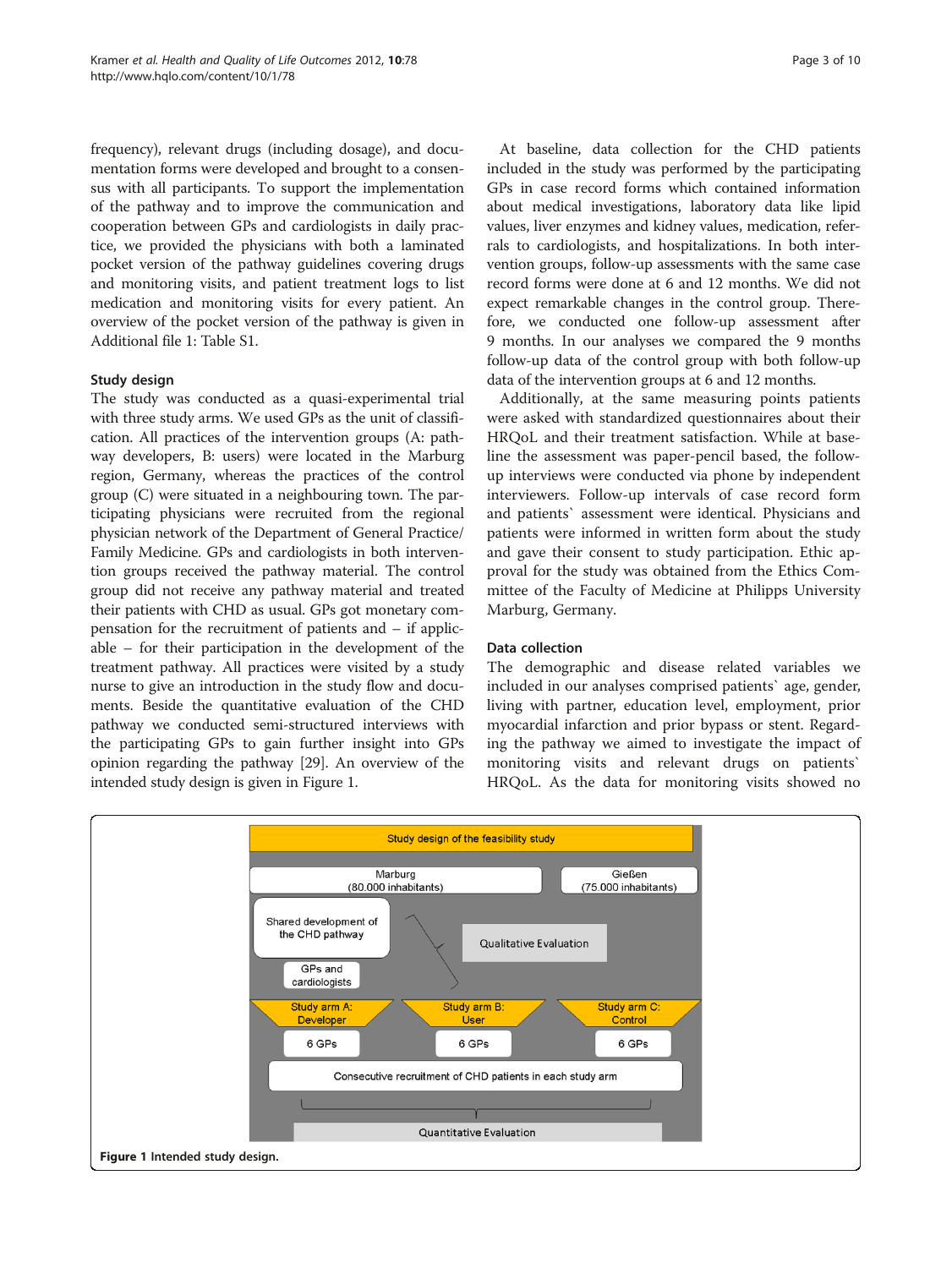frequency), relevant drugs (including dosage), and documentation forms were developed and brought to a consensus with all participants. To support the implementation of the pathway and to improve the communication and cooperation between GPs and cardiologists in daily practice, we provided the physicians with both a laminated pocket version of the pathway guidelines covering drugs and monitoring visits, and patient treatment logs to list medication and monitoring visits for every patient. An overview of the pocket version of the pathway is given in Additional file 1: Table S1.

### Study design

The study was conducted as a quasi-experimental trial with three study arms. We used GPs as the unit of classification. All practices of the intervention groups (A: pathway developers, B: users) were located in the Marburg region, Germany, whereas the practices of the control group (C) were situated in a neighbouring town. The participating physicians were recruited from the regional physician network of the Department of General Practice/ Family Medicine. GPs and cardiologists in both intervention groups received the pathway material. The control group did not receive any pathway material and treated their patients with CHD as usual. GPs got monetary compensation for the recruitment of patients and – if applicable – for their participation in the development of the treatment pathway. All practices were visited by a study nurse to give an introduction in the study flow and documents. Beside the quantitative evaluation of the CHD pathway we conducted semi-structured interviews with the participating GPs to gain further insight into GPs opinion regarding the pathway [29]. An overview of the intended study design is given in Figure 1.

At baseline, data collection for the CHD patients included in the study was performed by the participating GPs in case record forms which contained information about medical investigations, laboratory data like lipid values, liver enzymes and kidney values, medication, referrals to cardiologists, and hospitalizations. In both intervention groups, follow-up assessments with the same case record forms were done at 6 and 12 months. We did not expect remarkable changes in the control group. Therefore, we conducted one follow-up assessment after 9 months. In our analyses we compared the 9 months follow-up data of the control group with both follow-up data of the intervention groups at 6 and 12 months.

Additionally, at the same measuring points patients were asked with standardized questionnaires about their HRQoL and their treatment satisfaction. While at baseline the assessment was paper-pencil based, the follow-up interviews were conducted via phone by independent interviewers. Follow-up intervals of case record form and patients` assessment were identical. Physicians and patients were informed in written form about the study and gave their consent to study participation. Ethic approval for the study was obtained from the Ethics Committee of the Faculty of Medicine at Philipps University Marburg, Germany.

### Data collection

The demographic and disease related variables we included in our analyses comprised patients` age, gender, living with partner, education level, employment, prior myocardial infarction and prior bypass or stent. Regarding the pathway we aimed to investigate the impact of monitoring visits and relevant drugs on patients` HRQoL. As the data for monitoring visits showed no

Study design of the feasibility study
Marburg (80.000 inhabitants)
Gießen (75.000 inhabitants)
Shared development of the CHD pathway
GPs and cardiologists
Qualitative Evaluation
Study arm A: Developer
Study arm B: User
Study arm C: Control
6 GPs
6 GPs
6 GPs
Consecutive recruitment of CHD patients in each study arm
Quantitative Evaluation

**Figure 1** Intended study design.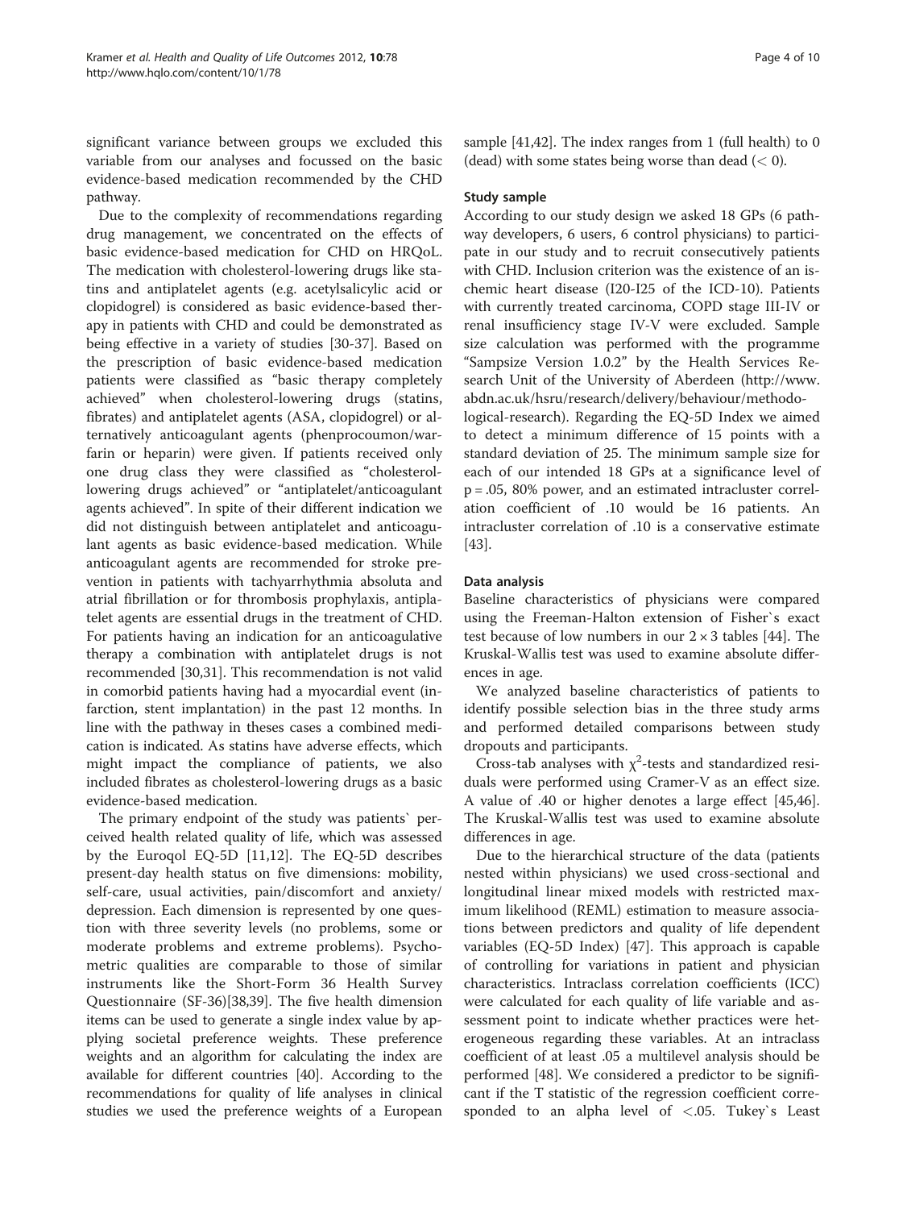significant variance between groups we excluded this variable from our analyses and focussed on the basic evidence-based medication recommended by the CHD pathway.

Due to the complexity of recommendations regarding drug management, we concentrated on the effects of basic evidence-based medication for CHD on HRQoL. The medication with cholesterol-lowering drugs like statins and antiplatelet agents (e.g. acetylsalicylic acid or clopidogrel) is considered as basic evidence-based therapy in patients with CHD and could be demonstrated as being effective in a variety of studies [30-37]. Based on the prescription of basic evidence-based medication patients were classified as "basic therapy completely achieved" when cholesterol-lowering drugs (statins, fibrates) and antiplatelet agents (ASA, clopidogrel) or alternatively anticoagulant agents (phenprocoumon/warfarin or heparin) were given. If patients received only one drug class they were classified as "cholesterol-lowering drugs achieved" or "antiplatelet/anticoagulant agents achieved". In spite of their different indication we did not distinguish between antiplatelet and anticoagulant agents as basic evidence-based medication. While anticoagulant agents are recommended for stroke prevention in patients with tachyarrhythmia absoluta and atrial fibrillation or for thrombosis prophylaxis, antiplatelet agents are essential drugs in the treatment of CHD. For patients having an indication for an anticoagulative therapy a combination with antiplatelet drugs is not recommended [30,31]. This recommendation is not valid in comorbid patients having had a myocardial event (infarction, stent implantation) in the past 12 months. In line with the pathway in theses cases a combined medication is indicated. As statins have adverse effects, which might impact the compliance of patients, we also included fibrates as cholesterol-lowering drugs as a basic evidence-based medication.

The primary endpoint of the study was patients` perceived health related quality of life, which was assessed by the Euroqol EQ-5D [11,12]. The EQ-5D describes present-day health status on five dimensions: mobility, self-care, usual activities, pain/discomfort and anxiety/depression. Each dimension is represented by one question with three severity levels (no problems, some or moderate problems and extreme problems). Psychometric qualities are comparable to those of similar instruments like the Short-Form 36 Health Survey Questionnaire (SF-36)[38,39]. The five health dimension items can be used to generate a single index value by applying societal preference weights. These preference weights and an algorithm for calculating the index are available for different countries [40]. According to the recommendations for quality of life analyses in clinical studies we used the preference weights of a European sample [41,42]. The index ranges from 1 (full health) to 0 (dead) with some states being worse than dead (< 0).

### Study sample

According to our study design we asked 18 GPs (6 pathway developers, 6 users, 6 control physicians) to participate in our study and to recruit consecutively patients with CHD. Inclusion criterion was the existence of an ischemic heart disease (I20-I25 of the ICD-10). Patients with currently treated carcinoma, COPD stage III-IV or renal insufficiency stage IV-V were excluded. Sample size calculation was performed with the programme "Sampsize Version 1.0.2" by the Health Services Research Unit of the University of Aberdeen (http://www.abdn.ac.uk/hsru/research/delivery/behaviour/methodological-research). Regarding the EQ-5D Index we aimed to detect a minimum difference of 15 points with a standard deviation of 25. The minimum sample size for each of our intended 18 GPs at a significance level of p = .05, 80% power, and an estimated intracluster correlation coefficient of .10 would be 16 patients. An intracluster correlation of .10 is a conservative estimate [43].

### Data analysis

Baseline characteristics of physicians were compared using the Freeman-Halton extension of Fisher`s exact test because of low numbers in our $2 \times 3$ tables [44]. The Kruskal-Wallis test was used to examine absolute differences in age.

We analyzed baseline characteristics of patients to identify possible selection bias in the three study arms and performed detailed comparisons between study dropouts and participants.

Cross-tab analyses with $\chi^2$-tests and standardized residuals were performed using Cramer-V as an effect size. A value of .40 or higher denotes a large effect [45,46]. The Kruskal-Wallis test was used to examine absolute differences in age.

Due to the hierarchical structure of the data (patients nested within physicians) we used cross-sectional and longitudinal linear mixed models with restricted maximum likelihood (REML) estimation to measure associations between predictors and quality of life dependent variables (EQ-5D Index) [47]. This approach is capable of controlling for variations in patient and physician characteristics. Intraclass correlation coefficients (ICC) were calculated for each quality of life variable and assessment point to indicate whether practices were heterogeneous regarding these variables. At an intraclass coefficient of at least .05 a multilevel analysis should be performed [48]. We considered a predictor to be significant if the T statistic of the regression coefficient corresponded to an alpha level of <.05. Tukey`s Least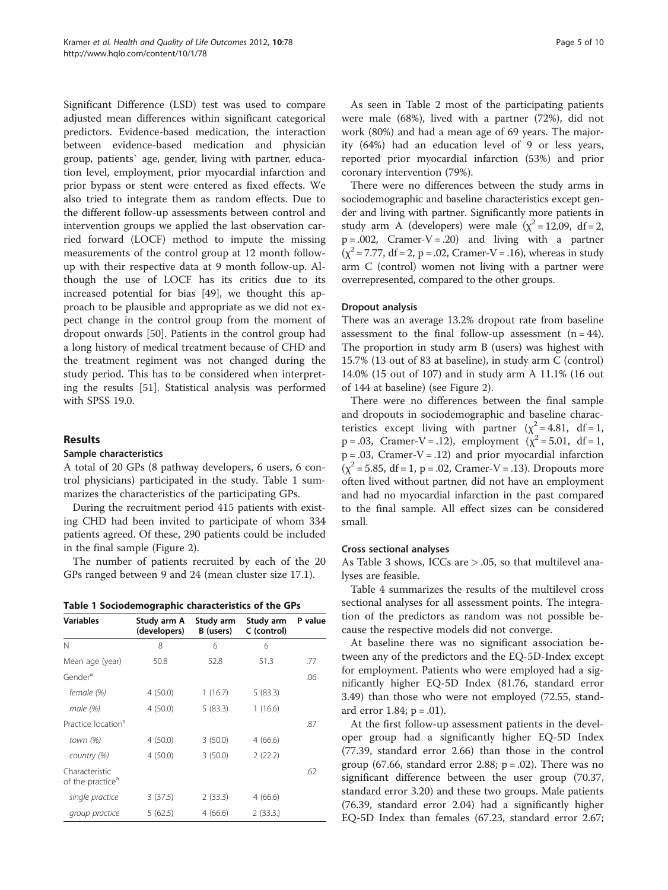Significant Difference (LSD) test was used to compare adjusted mean differences within significant categorical predictors. Evidence-based medication, the interaction between evidence-based medication and physician group, patients` age, gender, living with partner, education level, employment, prior myocardial infarction and prior bypass or stent were entered as fixed effects. We also tried to integrate them as random effects. Due to the different follow-up assessments between control and intervention groups we applied the last observation carried forward (LOCF) method to impute the missing measurements of the control group at 12 month follow-up with their respective data at 9 month follow-up. Although the use of LOCF has its critics due to its increased potential for bias [49], we thought this approach to be plausible and appropriate as we did not expect change in the control group from the moment of dropout onwards [50]. Patients in the control group had a long history of medical treatment because of CHD and the treatment regiment was not changed during the study period. This has to be considered when interpreting the results [51]. Statistical analysis was performed with SPSS 19.0.

## Results

### Sample characteristics

A total of 20 GPs (8 pathway developers, 6 users, 6 control physicians) participated in the study. Table 1 summarizes the characteristics of the participating GPs.

During the recruitment period 415 patients with existing CHD had been invited to participate of whom 334 patients agreed. Of these, 290 patients could be included in the final sample (Figure 2).

The number of patients recruited by each of the 20 GPs ranged between 9 and 24 (mean cluster size 17.1).

**Table 1 Sociodemographic characteristics of the GPs**

| Variables | Study arm A (developers) | Study arm B (users) | Study arm C (control) | P value |
|---|---|---|---|---|
| N | 8 | 6 | 6 | |
| Mean age (year) | 50.8 | 52.8 | 51.3 | .77 |
| Gender[a] | | | | .06 |
| *female (%)* | 4 (50.0) | 1 (16.7) | 5 (83.3) | |
| *male (%)* | 4 (50.0) | 5 (83.3) | 1 (16.6) | |
| Practice location[a] | | | | .87 |
| *town (%)* | 4 (50.0) | 3 (50.0) | 4 (66.6) | |
| *country (%)* | 4 (50.0) | 3 (50.0) | 2 (22.2) | |
| Characteristic of the practice[a] | | | | .62 |
| *single practice* | 3 (37.5) | 2 (33.3) | 4 (66.6) | |
| *group practice* | 5 (62.5) | 4 (66.6) | 2 (33.3.) | |

As seen in Table 2 most of the participating patients were male (68%), lived with a partner (72%), did not work (80%) and had a mean age of 69 years. The majority (64%) had an education level of 9 or less years, reported prior myocardial infarction (53%) and prior coronary intervention (79%).

There were no differences between the study arms in sociodemographic and baseline characteristics except gender and living with partner. Significantly more patients in study arm A (developers) were male ($\chi^2 = 12.09$, df = 2, p = .002, Cramer-V = .20) and living with a partner ($\chi^2 = 7.77$, df = 2, p = .02, Cramer-V = .16), whereas in study arm C (control) women not living with a partner were overrepresented, compared to the other groups.

### Dropout analysis

There was an average 13.2% dropout rate from baseline assessment to the final follow-up assessment (n = 44). The proportion in study arm B (users) was highest with 15.7% (13 out of 83 at baseline), in study arm C (control) 14.0% (15 out of 107) and in study arm A 11.1% (16 out of 144 at baseline) (see Figure 2).

There were no differences between the final sample and dropouts in sociodemographic and baseline characteristics except living with partner ($\chi^2 = 4.81$, df = 1, p = .03, Cramer-V = .12), employment ($\chi^2 = 5.01$, df = 1, p = .03, Cramer-V = .12) and prior myocardial infarction ($\chi^2 = 5.85$, df = 1, p = .02, Cramer-V = .13). Dropouts more often lived without partner, did not have an employment and had no myocardial infarction in the past compared to the final sample. All effect sizes can be considered small.

### Cross sectional analyses

As Table 3 shows, ICCs are > .05, so that multilevel analyses are feasible.

Table 4 summarizes the results of the multilevel cross sectional analyses for all assessment points. The integration of the predictors as random was not possible because the respective models did not converge.

At baseline there was no significant association between any of the predictors and the EQ-5D-Index except for employment. Patients who were employed had a significantly higher EQ-5D Index (81.76, standard error 3.49) than those who were not employed (72.55, standard error 1.84; p = .01).

At the first follow-up assessment patients in the developer group had a significantly higher EQ-5D Index (77.39, standard error 2.66) than those in the control group (67.66, standard error 2.88; p = .02). There was no significant difference between the user group (70.37, standard error 3.20) and these two groups. Male patients (76.39, standard error 2.04) had a significantly higher EQ-5D Index than females (67.23, standard error 2.67;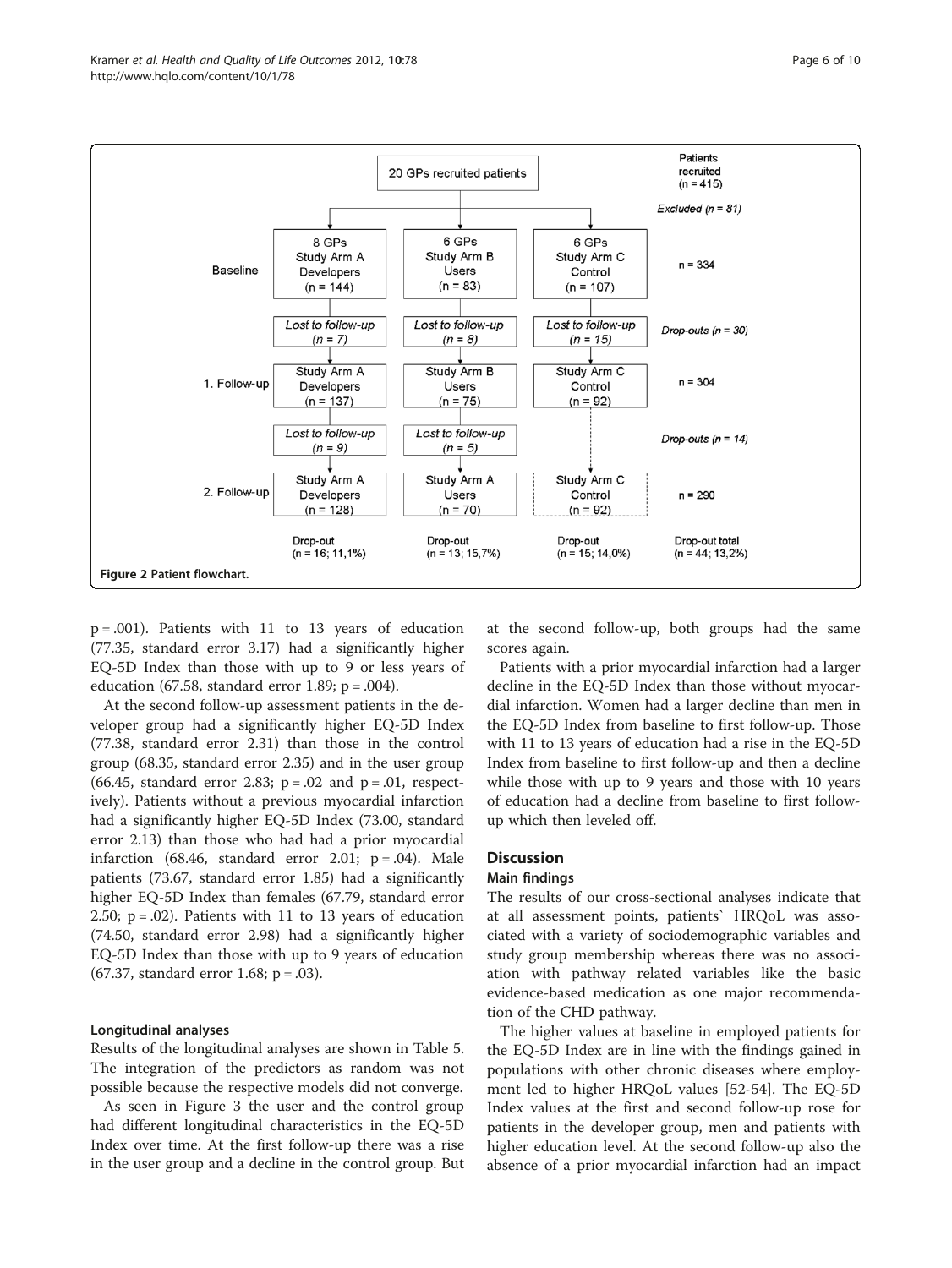| | 20 GPs recruited patients | | | Patients recruited (n = 415) |
|---|---|---|---|---|
| | | | | *Excluded (n = 81)* |
| Baseline | 8 GPs Study Arm A Developers (n = 144) | 6 GPs Study Arm B Users (n = 83) | 6 GPs Study Arm C Control (n = 107) | n = 334 |
| | *Lost to follow-up (n = 7)* | *Lost to follow-up (n = 8)* | *Lost to follow-up (n = 15)* | *Drop-outs (n = 30)* |
| 1. Follow-up | Study Arm A Developers (n = 137) | Study Arm B Users (n = 75) | Study Arm C Control (n = 92) | n = 304 |
| | *Lost to follow-up (n = 9)* | *Lost to follow-up (n = 5)* | | *Drop-outs (n = 14)* |
| 2. Follow-up | Study Arm A Developers (n = 128) | Study Arm A Users (n = 70) | Study Arm C Control (n = 92) | n = 290 |
| | Drop-out (n = 16; 11,1%) | Drop-out (n = 13; 15,7%) | Drop-out (n = 15; 14,0%) | Drop-out total (n = 44; 13,2%) |

**Figure 2** Patient flowchart.

$p = .001$). Patients with 11 to 13 years of education (77.35, standard error 3.17) had a significantly higher EQ-5D Index than those with up to 9 or less years of education (67.58, standard error 1.89; $p = .004$).

At the second follow-up assessment patients in the developer group had a significantly higher EQ-5D Index (77.38, standard error 2.31) than those in the control group (68.35, standard error 2.35) and in the user group (66.45, standard error 2.83; $p = .02$ and $p = .01$, respectively). Patients without a previous myocardial infarction had a significantly higher EQ-5D Index (73.00, standard error 2.13) than those who had had a prior myocardial infarction (68.46, standard error 2.01; $p = .04$). Male patients (73.67, standard error 1.85) had a significantly higher EQ-5D Index than females (67.79, standard error 2.50; $p = .02$). Patients with 11 to 13 years of education (74.50, standard error 2.98) had a significantly higher EQ-5D Index than those with up to 9 years of education (67.37, standard error 1.68; $p = .03$).

#### Longitudinal analyses

Results of the longitudinal analyses are shown in Table 5. The integration of the predictors as random was not possible because the respective models did not converge.

As seen in Figure 3 the user and the control group had different longitudinal characteristics in the EQ-5D Index over time. At the first follow-up there was a rise in the user group and a decline in the control group. But at the second follow-up, both groups had the same scores again.

Patients with a prior myocardial infarction had a larger decline in the EQ-5D Index than those without myocardial infarction. Women had a larger decline than men in the EQ-5D Index from baseline to first follow-up. Those with 11 to 13 years of education had a rise in the EQ-5D Index from baseline to first follow-up and then a decline while those with up to 9 years and those with 10 years of education had a decline from baseline to first follow-up which then leveled off.

## Discussion

### Main findings

The results of our cross-sectional analyses indicate that at all assessment points, patients` HRQoL was associated with a variety of sociodemographic variables and study group membership whereas there was no association with pathway related variables like the basic evidence-based medication as one major recommendation of the CHD pathway.

The higher values at baseline in employed patients for the EQ-5D Index are in line with the findings gained in populations with other chronic diseases where employment led to higher HRQoL values [52-54]. The EQ-5D Index values at the first and second follow-up rose for patients in the developer group, men and patients with higher education level. At the second follow-up also the absence of a prior myocardial infarction had an impact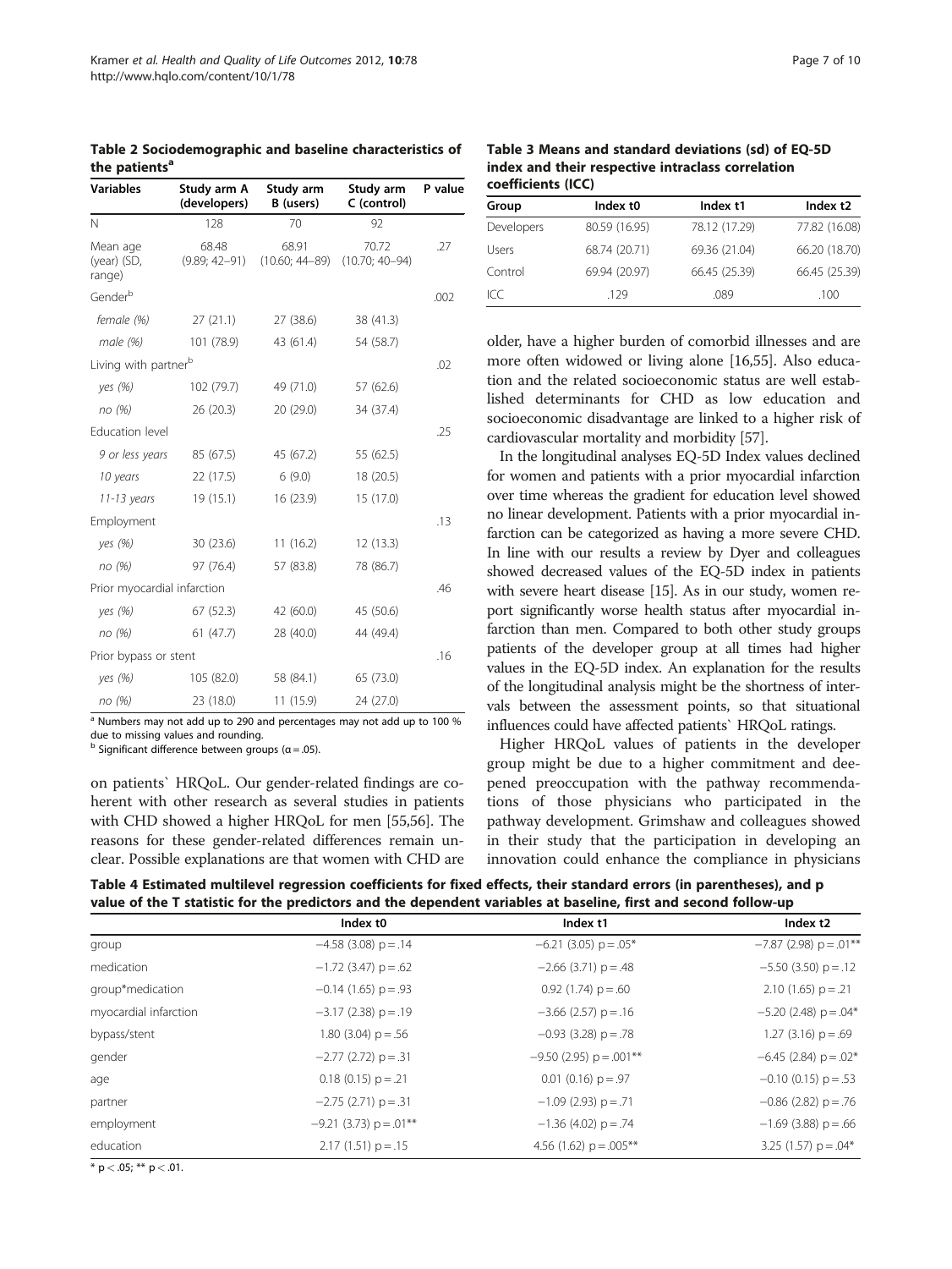**Table 2 Sociodemographic and baseline characteristics of the patients[a]**

| Variables | Study arm A (developers) | Study arm B (users) | Study arm C (control) | P value |
|---|---|---|---|---|
| N | 128 | 70 | 92 | |
| Mean age (year) (SD, range) | 68.48 (9.89; 42–91) | 68.91 (10.60; 44–89) | 70.72 (10.70; 40–94) | .27 |
| Gender[b] | | | | .002 |
| *female (%)* | 27 (21.1) | 27 (38.6) | 38 (41.3) | |
| *male (%)* | 101 (78.9) | 43 (61.4) | 54 (58.7) | |
| Living with partner[b] | | | | .02 |
| *yes (%)* | 102 (79.7) | 49 (71.0) | 57 (62.6) | |
| *no (%)* | 26 (20.3) | 20 (29.0) | 34 (37.4) | |
| Education level | | | | .25 |
| *9 or less years* | 85 (67.5) | 45 (67.2) | 55 (62.5) | |
| *10 years* | 22 (17.5) | 6 (9.0) | 18 (20.5) | |
| *11-13 years* | 19 (15.1) | 16 (23.9) | 15 (17.0) | |
| Employment | | | | .13 |
| *yes (%)* | 30 (23.6) | 11 (16.2) | 12 (13.3) | |
| *no (%)* | 97 (76.4) | 57 (83.8) | 78 (86.7) | |
| Prior myocardial infarction | | | | .46 |
| *yes (%)* | 67 (52.3) | 42 (60.0) | 45 (50.6) | |
| *no (%)* | 61 (47.7) | 28 (40.0) | 44 (49.4) | |
| Prior bypass or stent | | | | .16 |
| *yes (%)* | 105 (82.0) | 58 (84.1) | 65 (73.0) | |
| *no (%)* | 23 (18.0) | 11 (15.9) | 24 (27.0) | |

[a] Numbers may not add up to 290 and percentages may not add up to 100 % due to missing values and rounding.
[b] Significant difference between groups (α = .05).

**Table 3 Means and standard deviations (sd) of EQ-5D index and their respective intraclass correlation coefficients (ICC)**

| Group | Index t0 | Index t1 | Index t2 |
|---|---|---|---|
| Developers | 80.59 (16.95) | 78.12 (17.29) | 77.82 (16.08) |
| Users | 68.74 (20.71) | 69.36 (21.04) | 66.20 (18.70) |
| Control | 69.94 (20.97) | 66.45 (25.39) | 66.45 (25.39) |
| ICC | .129 | .089 | .100 |

on patients` HRQoL. Our gender-related findings are coherent with other research as several studies in patients with CHD showed a higher HRQoL for men [55,56]. The reasons for these gender-related differences remain unclear. Possible explanations are that women with CHD are older, have a higher burden of comorbid illnesses and are more often widowed or living alone [16,55]. Also education and the related socioeconomic status are well established determinants for CHD as low education and socioeconomic disadvantage are linked to a higher risk of cardiovascular mortality and morbidity [57].

In the longitudinal analyses EQ-5D Index values declined for women and patients with a prior myocardial infarction over time whereas the gradient for education level showed no linear development. Patients with a prior myocardial infarction can be categorized as having a more severe CHD. In line with our results a review by Dyer and colleagues showed decreased values of the EQ-5D index in patients with severe heart disease [15]. As in our study, women report significantly worse health status after myocardial infarction than men. Compared to both other study groups patients of the developer group at all times had higher values in the EQ-5D index. An explanation for the results of the longitudinal analysis might be the shortness of intervals between the assessment points, so that situational influences could have affected patients` HRQoL ratings.

Higher HRQoL values of patients in the developer group might be due to a higher commitment and deepened preoccupation with the pathway recommendations of those physicians who participated in the pathway development. Grimshaw and colleagues showed in their study that the participation in developing an innovation could enhance the compliance in physicians

**Table 4 Estimated multilevel regression coefficients for fixed effects, their standard errors (in parentheses), and p value of the T statistic for the predictors and the dependent variables at baseline, first and second follow-up**

| | Index t0 | Index t1 | Index t2 |
|---|---|---|---|
| group | −4.58 (3.08) p = .14 | −6.21 (3.05) p = .05* | −7.87 (2.98) p = .01** |
| medication | −1.72 (3.47) p = .62 | −2.66 (3.71) p = .48 | −5.50 (3.50) p = .12 |
| group*medication | −0.14 (1.65) p = .93 | 0.92 (1.74) p = .60 | 2.10 (1.65) p = .21 |
| myocardial infarction | −3.17 (2.38) p = .19 | −3.66 (2.57) p = .16 | −5.20 (2.48) p = .04* |
| bypass/stent | 1.80 (3.04) p = .56 | −0.93 (3.28) p = .78 | 1.27 (3.16) p = .69 |
| gender | −2.77 (2.72) p = .31 | −9.50 (2.95) p = .001** | −6.45 (2.84) p = .02* |
| age | 0.18 (0.15) p = .21 | 0.01 (0.16) p = .97 | −0.10 (0.15) p = .53 |
| partner | −2.75 (2.71) p = .31 | −1.09 (2.93) p = .71 | −0.86 (2.82) p = .76 |
| employment | −9.21 (3.73) p = .01** | −1.36 (4.02) p = .74 | −1.69 (3.88) p = .66 |
| education | 2.17 (1.51) p = .15 | 4.56 (1.62) p = .005** | 3.25 (1.57) p = .04* |

\* $p < .05$; ** $p < .01$.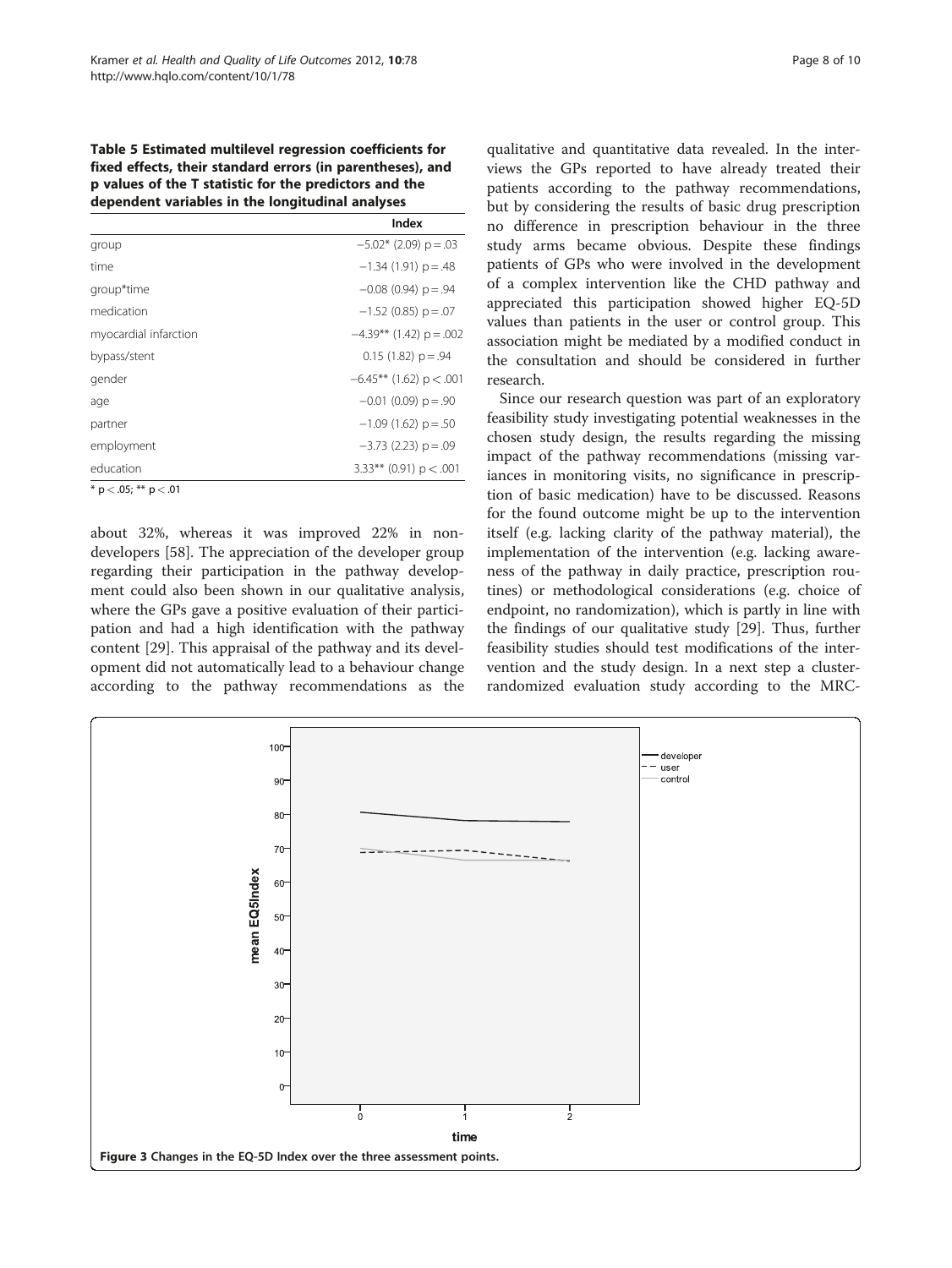**Table 5 Estimated multilevel regression coefficients for fixed effects, their standard errors (in parentheses), and p values of the T statistic for the predictors and the dependent variables in the longitudinal analyses**

| | Index |
|---|---|
| group | −5.02* (2.09) p = .03 |
| time | −1.34 (1.91) p = .48 |
| group*time | −0.08 (0.94) p = .94 |
| medication | −1.52 (0.85) p = .07 |
| myocardial infarction | −4.39** (1.42) p = .002 |
| bypass/stent | 0.15 (1.82) p = .94 |
| gender | −6.45** (1.62) p < .001 |
| age | −0.01 (0.09) p = .90 |
| partner | −1.09 (1.62) p = .50 |
| employment | −3.73 (2.23) p = .09 |
| education | 3.33** (0.91) p < .001 |

* p < .05; ** p < .01

about 32%, whereas it was improved 22% in non-developers [58]. The appreciation of the developer group regarding their participation in the pathway development could also been shown in our qualitative analysis, where the GPs gave a positive evaluation of their participation and had a high identification with the pathway content [29]. This appraisal of the pathway and its development did not automatically lead to a behaviour change according to the pathway recommendations as the qualitative and quantitative data revealed. In the interviews the GPs reported to have already treated their patients according to the pathway recommendations, but by considering the results of basic drug prescription no difference in prescription behaviour in the three study arms became obvious. Despite these findings patients of GPs who were involved in the development of a complex intervention like the CHD pathway and appreciated this participation showed higher EQ-5D values than patients in the user or control group. This association might be mediated by a modified conduct in the consultation and should be considered in further research.

Since our research question was part of an exploratory feasibility study investigating potential weaknesses in the chosen study design, the results regarding the missing impact of the pathway recommendations (missing variances in monitoring visits, no significance in prescription of basic medication) have to be discussed. Reasons for the found outcome might be up to the intervention itself (e.g. lacking clarity of the pathway material), the implementation of the intervention (e.g. lacking awareness of the pathway in daily practice, prescription routines) or methodological considerations (e.g. choice of endpoint, no randomization), which is partly in line with the findings of our qualitative study [29]. Thus, further feasibility studies should test modifications of the intervention and the study design. In a next step a cluster-randomized evaluation study according to the MRC-

**Figure 3** Changes in the EQ-5D Index over the three assessment points.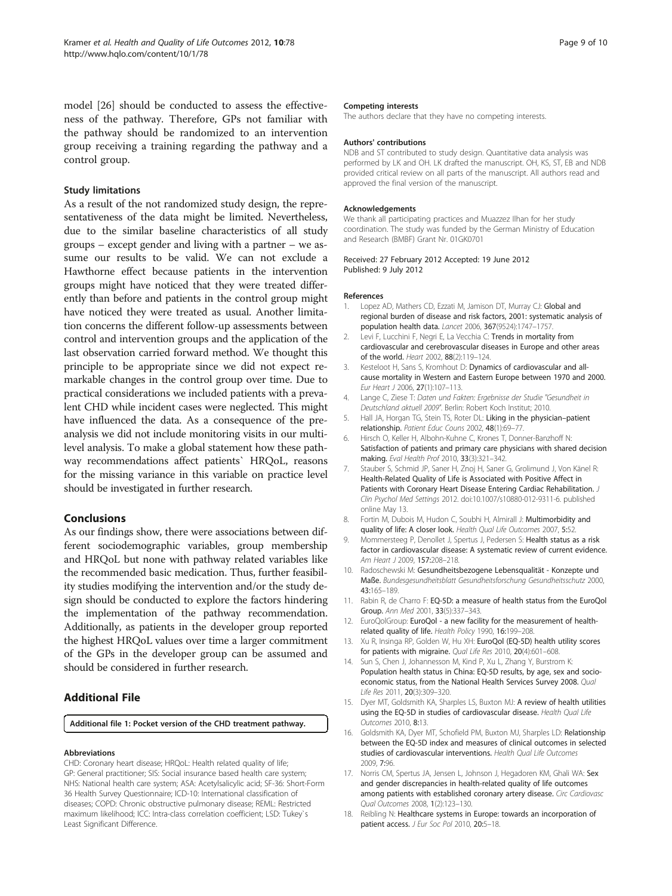model [26] should be conducted to assess the effectiveness of the pathway. Therefore, GPs not familiar with the pathway should be randomized to an intervention group receiving a training regarding the pathway and a control group.

### Study limitations

As a result of the not randomized study design, the representativeness of the data might be limited. Nevertheless, due to the similar baseline characteristics of all study groups – except gender and living with a partner – we assume our results to be valid. We can not exclude a Hawthorne effect because patients in the intervention groups might have noticed that they were treated differently than before and patients in the control group might have noticed they were treated as usual. Another limitation concerns the different follow-up assessments between control and intervention groups and the application of the last observation carried forward method. We thought this principle to be appropriate since we did not expect remarkable changes in the control group over time. Due to practical considerations we included patients with a prevalent CHD while incident cases were neglected. This might have influenced the data. As a consequence of the preanalysis we did not include monitoring visits in our multilevel analysis. To make a global statement how these pathway recommendations affect patients` HRQoL, reasons for the missing variance in this variable on practice level should be investigated in further research.

## Conclusions

As our findings show, there were associations between different sociodemographic variables, group membership and HRQoL but none with pathway related variables like the recommended basic medication. Thus, further feasibility studies modifying the intervention and/or the study design should be conducted to explore the factors hindering the implementation of the pathway recommendation. Additionally, as patients in the developer group reported the highest HRQoL values over time a larger commitment of the GPs in the developer group can be assumed and should be considered in further research.

## Additional File

**Additional file 1: Pocket version of the CHD treatment pathway.**

#### Abbreviations

CHD: Coronary heart disease; HRQoL: Health related quality of life; GP: General practitioner; SIS: Social insurance based health care system; NHS: National health care system; ASA: Acetylsalicylic acid; SF-36: Short-Form 36 Health Survey Questionnaire; ICD-10: International classification of diseases; COPD: Chronic obstructive pulmonary disease; REML: Restricted maximum likelihood; ICC: Intra-class correlation coefficient; LSD: Tukey`s Least Significant Difference.

#### Competing interests

The authors declare that they have no competing interests.

#### Authors' contributions

NDB and ST contributed to study design. Quantitative data analysis was performed by LK and OH. LK drafted the manuscript. OH, KS, ST, EB and NDB provided critical review on all parts of the manuscript. All authors read and approved the final version of the manuscript.

#### Acknowledgements

We thank all participating practices and Muazzez Ilhan for her study coordination. The study was funded by the German Ministry of Education and Research (BMBF) Grant Nr. 01GK0701

Received: 27 February 2012 Accepted: 19 June 2012
Published: 9 July 2012

#### References

1. Lopez AD, Mathers CD, Ezzati M, Jamison DT, Murray CJ: **Global and regional burden of disease and risk factors, 2001: systematic analysis of population health data.** *Lancet* 2006, **367**(9524):1747–1757.
2. Levi F, Lucchini F, Negri E, La Vecchia C: **Trends in mortality from cardiovascular and cerebrovascular diseases in Europe and other areas of the world.** *Heart* 2002, **88**(2):119–124.
3. Kesteloot H, Sans S, Kromhout D: **Dynamics of cardiovascular and all-cause mortality in Western and Eastern Europe between 1970 and 2000.** *Eur Heart J* 2006, **27**(1):107–113.
4. Lange C, Ziese T: *Daten und Fakten: Ergebnisse der Studie "Gesundheit in Deutschland aktuell 2009"*. Berlin: Robert Koch Institut; 2010.
5. Hall JA, Horgan TG, Stein TS, Roter DL: **Liking in the physician–patient relationship.** *Patient Educ Couns* 2002, **48**(1):69–77.
6. Hirsch O, Keller H, Albohn-Kuhne C, Krones T, Donner-Banzhoff N: **Satisfaction of patients and primary care physicians with shared decision making.** *Eval Health Prof* 2010, **33**(3):321–342.
7. Stauber S, Schmid JP, Saner H, Znoj H, Saner G, Grolimund J, Von Känel R: **Health-Related Quality of Life is Associated with Positive Affect in Patients with Coronary Heart Disease Entering Cardiac Rehabilitation.** *J Clin Psychol Med Settings* 2012. doi:10.1007/s10880-012-9311-6. published online May 13.
8. Fortin M, Dubois M, Hudon C, Soubhi H, Almirall J: **Multimorbidity and quality of life: A closer look.** *Health Qual Life Outcomes* 2007, **5:**52.
9. Mommersteeg P, Denollet J, Spertus J, Pedersen S: **Health status as a risk factor in cardiovascular disease: A systematic review of current evidence.** *Am Heart J* 2009, **157:**208–218.
10. Radoschewski M: **Gesundheitsbezogene Lebensqualität - Konzepte und Maße.** *Bundesgesundheitsblatt Gesundheitsforschung Gesundheitsschutz* 2000, **43:**165–189.
11. Rabin R, de Charro F: **EQ-5D: a measure of health status from the EuroQol Group.** *Ann Med* 2001, **33**(5):337–343.
12. EuroQolGroup: **EuroQol - a new facility for the measurement of health-related quality of life.** *Health Policy* 1990, **16:**199–208.
13. Xu R, Insinga RP, Golden W, Hu XH: **EuroQol (EQ-5D) health utility scores for patients with migraine.** *Qual Life Res* 2010, **20**(4):601–608.
14. Sun S, Chen J, Johannesson M, Kind P, Xu L, Zhang Y, Burstrom K: **Population health status in China: EQ-5D results, by age, sex and socio-economic status, from the National Health Services Survey 2008.** *Qual Life Res* 2011, **20**(3):309–320.
15. Dyer MT, Goldsmith KA, Sharples LS, Buxton MJ: **A review of health utilities using the EQ-5D in studies of cardiovascular disease.** *Health Qual Life Outcomes* 2010, **8:**13.
16. Goldsmith KA, Dyer MT, Schofield PM, Buxton MJ, Sharples LD: **Relationship between the EQ-5D index and measures of clinical outcomes in selected studies of cardiovascular interventions.** *Health Qual Life Outcomes* 2009, **7:**96.
17. Norris CM, Spertus JA, Jensen L, Johnson J, Hegadoren KM, Ghali WA: **Sex and gender discrepancies in health-related quality of life outcomes among patients with established coronary artery disease.** *Circ Cardiovasc Qual Outcomes* 2008, **1**(2):123–130.
18. Reibling N: **Healthcare systems in Europe: towards an incorporation of patient access.** *J Eur Soc Pol* 2010, **20:**5–18.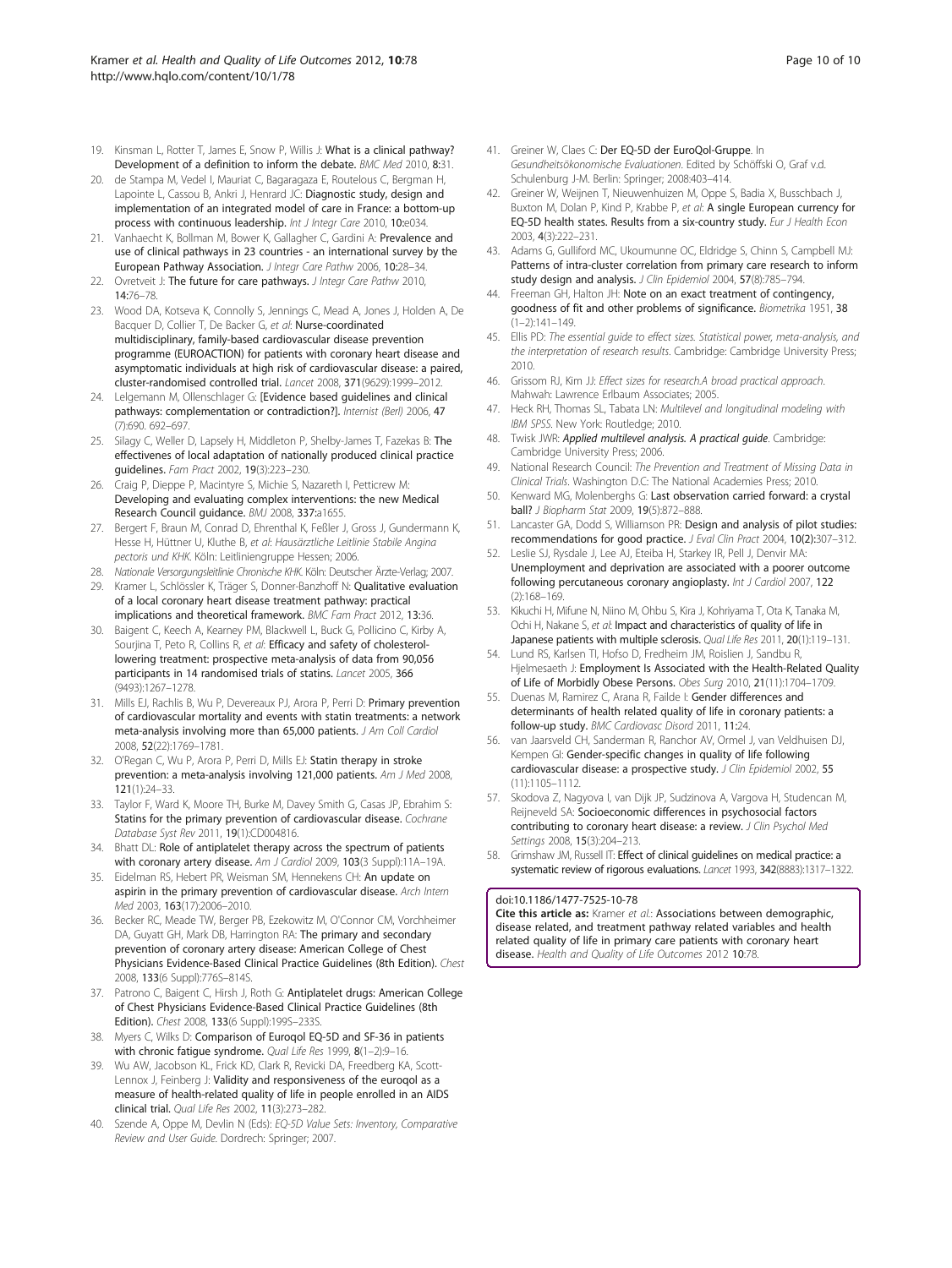19. Kinsman L, Rotter T, James E, Snow P, Willis J: **What is a clinical pathway? Development of a definition to inform the debate.** *BMC Med* 2010, **8**:31.
20. de Stampa M, Vedel I, Mauriat C, Bagaragaza E, Routelous C, Bergman H, Lapointe L, Cassou B, Ankri J, Henrard JC: **Diagnostic study, design and implementation of an integrated model of care in France: a bottom-up process with continuous leadership.** *Int J Integr Care* 2010, **10**:e034.
21. Vanhaecht K, Bollman M, Bower K, Gallagher C, Gardini A: **Prevalence and use of clinical pathways in 23 countries - an international survey by the European Pathway Association.** *J Integr Care Pathw* 2006, **10**:28–34.
22. Ovretveit J: **The future for care pathways.** *J Integr Care Pathw* 2010, **14**:76–78.
23. Wood DA, Kotseva K, Connolly S, Jennings C, Mead A, Jones J, Holden A, De Bacquer D, Collier T, De Backer G, *et al*: **Nurse-coordinated multidisciplinary, family-based cardiovascular disease prevention programme (EUROACTION) for patients with coronary heart disease and asymptomatic individuals at high risk of cardiovascular disease: a paired, cluster-randomised controlled trial.** *Lancet* 2008, **371**(9629):1999–2012.
24. Lelgemann M, Ollenschlager G: **[Evidence based guidelines and clinical pathways: complementation or contradiction?].** *Internist (Berl)* 2006, **47** (7):690. 692–697.
25. Silagy C, Weller D, Lapsely H, Middleton P, Shelby-James T, Fazekas B: **The effectivenes of local adaptation of nationally produced clinical practice guidelines.** *Fam Pract* 2002, **19**(3):223–230.
26. Craig P, Dieppe P, Macintyre S, Michie S, Nazareth I, Petticrew M: **Developing and evaluating complex interventions: the new Medical Research Council guidance.** *BMJ* 2008, **337**:a1655.
27. Bergert F, Braun M, Conrad D, Ehrenthal K, Feßler J, Gross J, Gundermann K, Hesse H, Hüttner U, Kluthe B, *et al*: *Hausärztliche Leitlinie Stabile Angina pectoris und KHK*. Köln: Leitliniengruppe Hessen; 2006.
28. *Nationale Versorgungsleitlinie Chronische KHK*. Köln: Deutscher Ärzte-Verlag; 2007.
29. Kramer L, Schlössler K, Träger S, Donner-Banzhoff N: **Qualitative evaluation of a local coronary heart disease treatment pathway: practical implications and theoretical framework.** *BMC Fam Pract* 2012, **13**:36.
30. Baigent C, Keech A, Kearney PM, Blackwell L, Buck G, Pollicino C, Kirby A, Sourjina T, Peto R, Collins R, *et al*: **Efficacy and safety of cholesterol-lowering treatment: prospective meta-analysis of data from 90,056 participants in 14 randomised trials of statins.** *Lancet* 2005, **366** (9493):1267–1278.
31. Mills EJ, Rachlis B, Wu P, Devereaux PJ, Arora P, Perri D: **Primary prevention of cardiovascular mortality and events with statin treatments: a network meta-analysis involving more than 65,000 patients.** *J Am Coll Cardiol* 2008, **52**(22):1769–1781.
32. O'Regan C, Wu P, Arora P, Perri D, Mills EJ: **Statin therapy in stroke prevention: a meta-analysis involving 121,000 patients.** *Am J Med* 2008, **121**(1):24–33.
33. Taylor F, Ward K, Moore TH, Burke M, Davey Smith G, Casas JP, Ebrahim S: **Statins for the primary prevention of cardiovascular disease.** *Cochrane Database Syst Rev* 2011, **19**(1):CD004816.
34. Bhatt DL: **Role of antiplatelet therapy across the spectrum of patients with coronary artery disease.** *Am J Cardiol* 2009, **103**(3 Suppl):11A–19A.
35. Eidelman RS, Hebert PR, Weisman SM, Hennekens CH: **An update on aspirin in the primary prevention of cardiovascular disease.** *Arch Intern Med* 2003, **163**(17):2006–2010.
36. Becker RC, Meade TW, Berger PB, Ezekowitz M, O'Connor CM, Vorchheimer DA, Guyatt GH, Mark DB, Harrington RA: **The primary and secondary prevention of coronary artery disease: American College of Chest Physicians Evidence-Based Clinical Practice Guidelines (8th Edition).** *Chest* 2008, **133**(6 Suppl):776S–814S.
37. Patrono C, Baigent C, Hirsh J, Roth G: **Antiplatelet drugs: American College of Chest Physicians Evidence-Based Clinical Practice Guidelines (8th Edition).** *Chest* 2008, **133**(6 Suppl):199S–233S.
38. Myers C, Wilks D: **Comparison of Euroqol EQ-5D and SF-36 in patients with chronic fatigue syndrome.** *Qual Life Res* 1999, **8**(1–2):9–16.
39. Wu AW, Jacobson KL, Frick KD, Clark R, Revicki DA, Freedberg KA, Scott-Lennox J, Feinberg J: **Validity and responsiveness of the euroqol as a measure of health-related quality of life in people enrolled in an AIDS clinical trial.** *Qual Life Res* 2002, **11**(3):273–282.
40. Szende A, Oppe M, Devlin N (Eds): *EQ-5D Value Sets: Inventory, Comparative Review and User Guide*. Dordrech: Springer; 2007.
41. Greiner W, Claes C: **Der EQ-5D der EuroQol-Gruppe.** In *Gesundheitsökonomische Evaluationen*. Edited by Schöffski O, Graf v.d. Schulenburg J-M. Berlin: Springer; 2008:403–414.
42. Greiner W, Weijnen T, Nieuwenhuizen M, Oppe S, Badia X, Busschbach J, Buxton M, Dolan P, Kind P, Krabbe P, *et al*: **A single European currency for EQ-5D health states. Results from a six-country study.** *Eur J Health Econ* 2003, **4**(3):222–231.
43. Adams G, Gulliford MC, Ukoumunne OC, Eldridge S, Chinn S, Campbell MJ: **Patterns of intra-cluster correlation from primary care research to inform study design and analysis.** *J Clin Epidemiol* 2004, **57**(8):785–794.
44. Freeman GH, Halton JH: **Note on an exact treatment of contingency, goodness of fit and other problems of significance.** *Biometrika* 1951, **38** (1–2):141–149.
45. Ellis PD: *The essential guide to effect sizes. Statistical power, meta-analysis, and the interpretation of research results*. Cambridge: Cambridge University Press; 2010.
46. Grissom RJ, Kim JJ: *Effect sizes for research.A broad practical approach*. Mahwah: Lawrence Erlbaum Associates; 2005.
47. Heck RH, Thomas SL, Tabata LN: *Multilevel and longitudinal modeling with IBM SPSS*. New York: Routledge; 2010.
48. Twisk JWR: ***Applied multilevel analysis. A practical guide***. Cambridge: Cambridge University Press; 2006.
49. National Research Council: *The Prevention and Treatment of Missing Data in Clinical Trials*. Washington D.C: The National Academies Press; 2010.
50. Kenward MG, Molenberghs G: **Last observation carried forward: a crystal ball?** *J Biopharm Stat* 2009, **19**(5):872–888.
51. Lancaster GA, Dodd S, Williamson PR: **Design and analysis of pilot studies: recommendations for good practice.** *J Eval Clin Pract* 2004, **10(2)**:307–312.
52. Leslie SJ, Rysdale J, Lee AJ, Eteiba H, Starkey IR, Pell J, Denvir MA: **Unemployment and deprivation are associated with a poorer outcome following percutaneous coronary angioplasty.** *Int J Cardiol* 2007, **122** (2):168–169.
53. Kikuchi H, Mifune N, Niino M, Ohbu S, Kira J, Kohriyama T, Ota K, Tanaka M, Ochi H, Nakane S, *et al*: **Impact and characteristics of quality of life in Japanese patients with multiple sclerosis.** *Qual Life Res* 2011, **20**(1):119–131.
54. Lund RS, Karlsen TI, Hofso D, Fredheim JM, Roislien J, Sandbu R, Hjelmesaeth J: **Employment Is Associated with the Health-Related Quality of Life of Morbidly Obese Persons.** *Obes Surg* 2010, **21**(11):1704–1709.
55. Duenas M, Ramirez C, Arana R, Failde I: **Gender differences and determinants of health related quality of life in coronary patients: a follow-up study.** *BMC Cardiovasc Disord* 2011, **11**:24.
56. van Jaarsveld CH, Sanderman R, Ranchor AV, Ormel J, van Veldhuisen DJ, Kempen GI: **Gender-specific changes in quality of life following cardiovascular disease: a prospective study.** *J Clin Epidemiol* 2002, **55** (11):1105–1112.
57. Skodova Z, Nagyova I, van Dijk JP, Sudzinova A, Vargova H, Studencan M, Reijneveld SA: **Socioeconomic differences in psychosocial factors contributing to coronary heart disease: a review.** *J Clin Psychol Med Settings* 2008, **15**(3):204–213.
58. Grimshaw JM, Russell IT: **Effect of clinical guidelines on medical practice: a systematic review of rigorous evaluations.** *Lancet* 1993, **342**(8883):1317–1322.

doi:10.1186/1477-7525-10-78

**Cite this article as:** Kramer *et al.*: Associations between demographic, disease related, and treatment pathway related variables and health related quality of life in primary care patients with coronary heart disease. *Health and Quality of Life Outcomes* 2012 **10**:78.